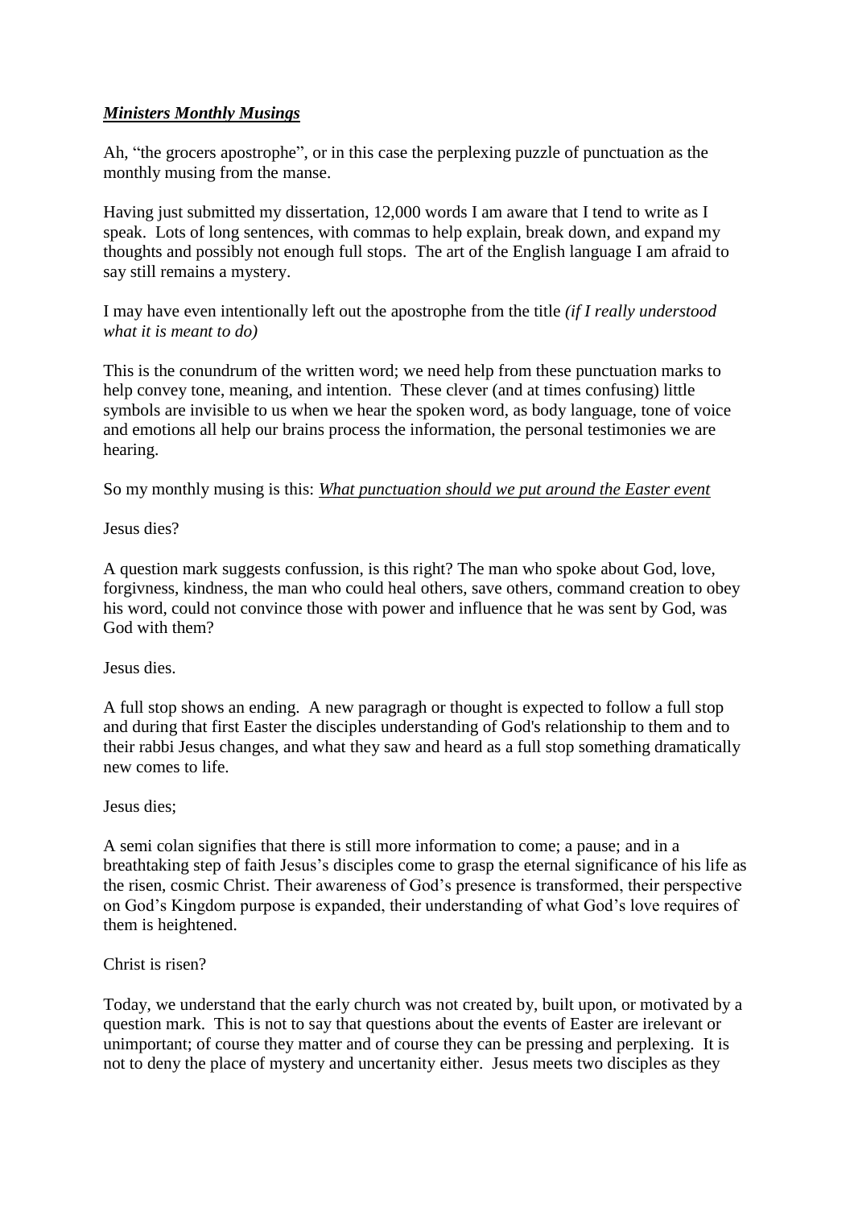***Ministers Monthly Musings***

Ah, "the grocers apostrophe", or in this case the perplexing puzzle of punctuation as the monthly musing from the manse.

Having just submitted my dissertation, 12,000 words I am aware that I tend to write as I speak. Lots of long sentences, with commas to help explain, break down, and expand my thoughts and possibly not enough full stops. The art of the English language I am afraid to say still remains a mystery.

I may have even intentionally left out the apostrophe from the title *(if I really understood what it is meant to do)*

This is the conundrum of the written word; we need help from these punctuation marks to help convey tone, meaning, and intention. These clever (and at times confusing) little symbols are invisible to us when we hear the spoken word, as body language, tone of voice and emotions all help our brains process the information, the personal testimonies we are hearing.

So my monthly musing is this: *What punctuation should we put around the Easter event*

Jesus dies?

A question mark suggests confussion, is this right? The man who spoke about God, love, forgivness, kindness, the man who could heal others, save others, command creation to obey his word, could not convince those with power and influence that he was sent by God, was God with them?

Jesus dies.

A full stop shows an ending. A new paragragh or thought is expected to follow a full stop and during that first Easter the disciples understanding of God's relationship to them and to their rabbi Jesus changes, and what they saw and heard as a full stop something dramatically new comes to life.

Jesus dies;

A semi colan signifies that there is still more information to come; a pause; and in a breathtaking step of faith Jesus's disciples come to grasp the eternal significance of his life as the risen, cosmic Christ. Their awareness of God's presence is transformed, their perspective on God's Kingdom purpose is expanded, their understanding of what God's love requires of them is heightened.

Christ is risen?

Today, we understand that the early church was not created by, built upon, or motivated by a question mark. This is not to say that questions about the events of Easter are irelevant or unimportant; of course they matter and of course they can be pressing and perplexing. It is not to deny the place of mystery and uncertainty either. Jesus meets two disciples as they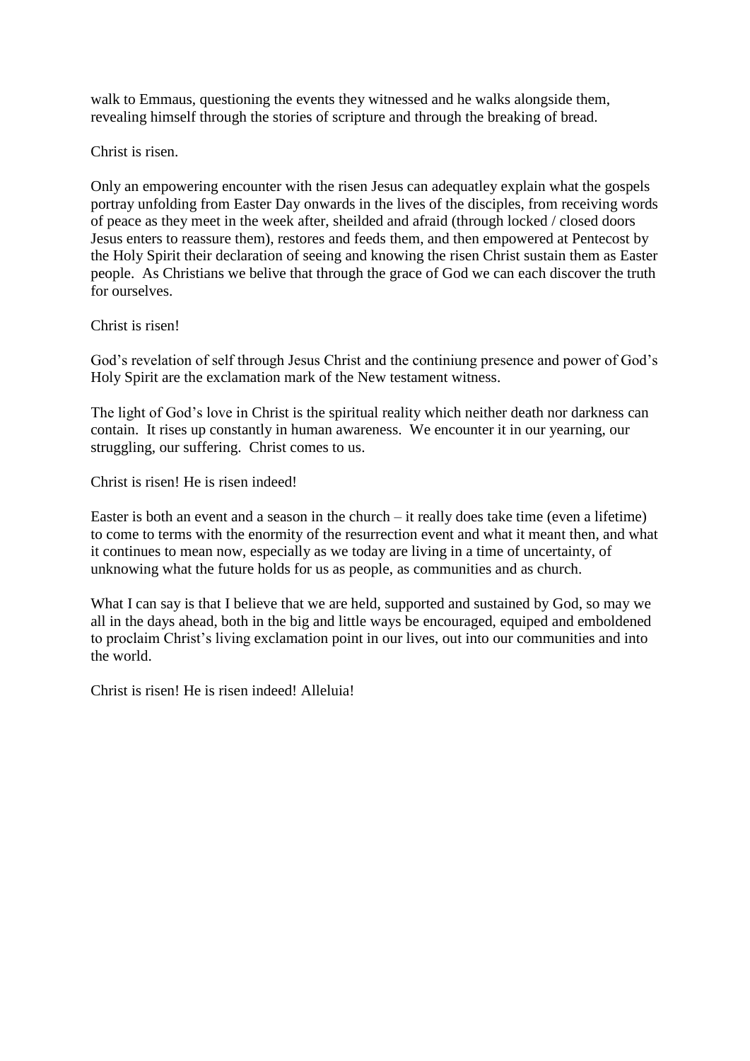walk to Emmaus, questioning the events they witnessed and he walks alongside them, revealing himself through the stories of scripture and through the breaking of bread.

Christ is risen.

Only an empowering encounter with the risen Jesus can adequatley explain what the gospels portray unfolding from Easter Day onwards in the lives of the disciples, from receiving words of peace as they meet in the week after, sheilded and afraid (through locked / closed doors Jesus enters to reassure them), restores and feeds them, and then empowered at Pentecost by the Holy Spirit their declaration of seeing and knowing the risen Christ sustain them as Easter people. As Christians we belive that through the grace of God we can each discover the truth for ourselves.

Christ is risen!

God's revelation of self through Jesus Christ and the continiung presence and power of God's Holy Spirit are the exclamation mark of the New testament witness.

The light of God's love in Christ is the spiritual reality which neither death nor darkness can contain. It rises up constantly in human awareness. We encounter it in our yearning, our struggling, our suffering. Christ comes to us.

Christ is risen! He is risen indeed!

Easter is both an event and a season in the church – it really does take time (even a lifetime) to come to terms with the enormity of the resurrection event and what it meant then, and what it continues to mean now, especially as we today are living in a time of uncertainty, of unknowing what the future holds for us as people, as communities and as church.

What I can say is that I believe that we are held, supported and sustained by God, so may we all in the days ahead, both in the big and little ways be encouraged, equiped and emboldened to proclaim Christ's living exclamation point in our lives, out into our communities and into the world.

Christ is risen! He is risen indeed! Alleluia!